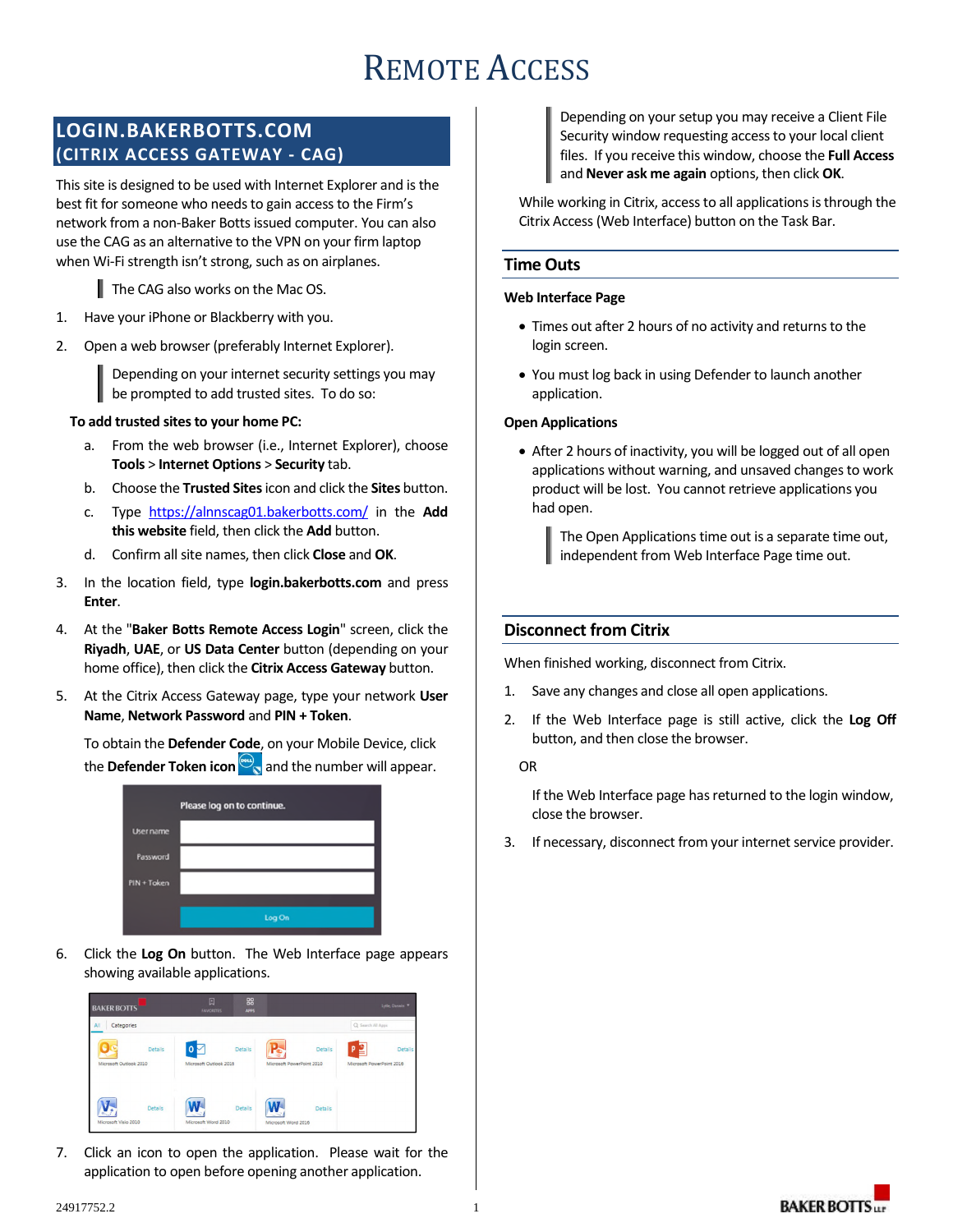# Remote Access

## LOGIN.BAKERBOTTS.COM (CITRIX ACCESS GATEWAY - CAG)

This site is designed to be used with Internet Explorer and is the best fit for someone who needs to gain access to the Firm's network from a non-Baker Botts issued computer. You can also use the CAG as an alternative to the VPN on your firm laptop when Wi-Fi strength isn't strong, such as on airplanes.

> The CAG also works on the Mac OS.

1. Have your iPhone or Blackberry with you.
2. Open a web browser (preferably Internet Explorer).

> Depending on your internet security settings you may be prompted to add trusted sites. To do so:

**To add trusted sites to your home PC:**

a. From the web browser (i.e., Internet Explorer), choose **Tools** > **Internet Options** > **Security** tab.

b. Choose the **Trusted Sites** icon and click the **Sites** button.

c. Type https://alnnscag01.bakerbotts.com/ in the **Add this website** field, then click the **Add** button.

d. Confirm all site names, then click **Close** and **OK**.

3. In the location field, type **login.bakerbotts.com** and press **Enter**.
4. At the "**Baker Botts Remote Access Login**" screen, click the **Riyadh**, **UAE**, or **US Data Center** button (depending on your home office), then click the **Citrix Access Gateway** button.
5. At the Citrix Access Gateway page, type your network **User Name**, **Network Password** and **PIN + Token**.

   To obtain the **Defender Code**, on your Mobile Device, click the **Defender Token icon** and the number will appear.

6. Click the **Log On** button. The Web Interface page appears showing available applications.
7. Click an icon to open the application. Please wait for the application to open before opening another application.

> Depending on your setup you may receive a Client File Security window requesting access to your local client files. If you receive this window, choose the **Full Access** and **Never ask me again** options, then click **OK**.

While working in Citrix, access to all applications is through the Citrix Access (Web Interface) button on the Task Bar.

## Time Outs

### Web Interface Page

- Times out after 2 hours of no activity and returns to the login screen.
- You must log back in using Defender to launch another application.

### Open Applications

- After 2 hours of inactivity, you will be logged out of all open applications without warning, and unsaved changes to work product will be lost. You cannot retrieve applications you had open.

> The Open Applications time out is a separate time out, independent from Web Interface Page time out.

## Disconnect from Citrix

When finished working, disconnect from Citrix.

1. Save any changes and close all open applications.
2. If the Web Interface page is still active, click the **Log Off** button, and then close the browser.

   OR

   If the Web Interface page has returned to the login window, close the browser.

3. If necessary, disconnect from your internet service provider.

24917752.2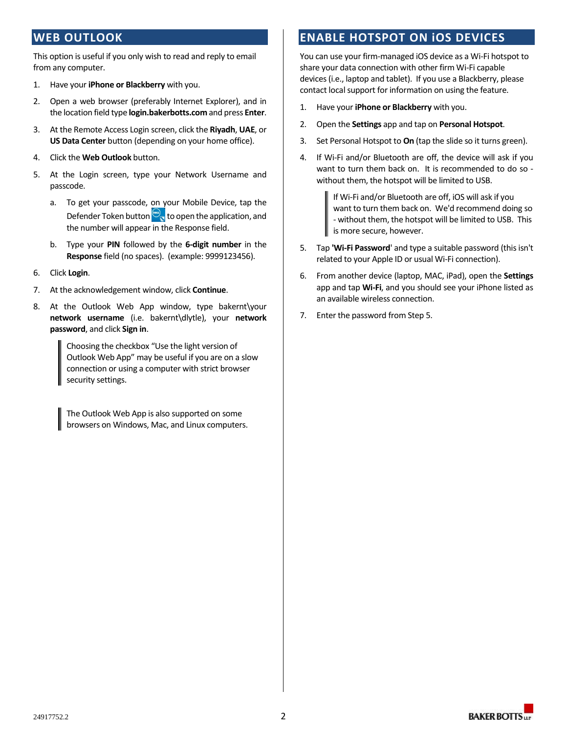## WEB OUTLOOK

This option is useful if you only wish to read and reply to email from any computer.

1. Have your **iPhone or Blackberry** with you.
2. Open a web browser (preferably Internet Explorer), and in the location field type **login.bakerbotts.com** and press **Enter**.
3. At the Remote Access Login screen, click the **Riyadh**, **UAE**, or **US Data Center** button (depending on your home office).
4. Click the **Web Outlook** button.
5. At the Login screen, type your Network Username and passcode.
   a. To get your passcode, on your Mobile Device, tap the Defender Token button to open the application, and the number will appear in the Response field.
   b. Type your **PIN** followed by the **6-digit number** in the **Response** field (no spaces). (example: 9999123456).
6. Click **Login**.
7. At the acknowledgement window, click **Continue**.
8. At the Outlook Web App window, type bakernt\your **network username** (i.e. bakernt\dlytle), your **network password**, and click **Sign in**.

> Choosing the checkbox "Use the light version of Outlook Web App" may be useful if you are on a slow connection or using a computer with strict browser security settings.

> The Outlook Web App is also supported on some browsers on Windows, Mac, and Linux computers.

## ENABLE HOTSPOT ON iOS DEVICES

You can use your firm-managed iOS device as a Wi-Fi hotspot to share your data connection with other firm Wi-Fi capable devices (i.e., laptop and tablet). If you use a Blackberry, please contact local support for information on using the feature.

1. Have your **iPhone or Blackberry** with you.
2. Open the **Settings** app and tap on **Personal Hotspot**.
3. Set Personal Hotspot to **On** (tap the slide so it turns green).
4. If Wi-Fi and/or Bluetooth are off, the device will ask if you want to turn them back on. It is recommended to do so - without them, the hotspot will be limited to USB.

   > If Wi-Fi and/or Bluetooth are off, iOS will ask if you want to turn them back on. We'd recommend doing so - without them, the hotspot will be limited to USB. This is more secure, however.

5. Tap **'Wi-Fi Password**' and type a suitable password (this isn't related to your Apple ID or usual Wi-Fi connection).
6. From another device (laptop, MAC, iPad), open the **Settings** app and tap **Wi-Fi**, and you should see your iPhone listed as an available wireless connection.
7. Enter the password from Step 5.

24917752.2